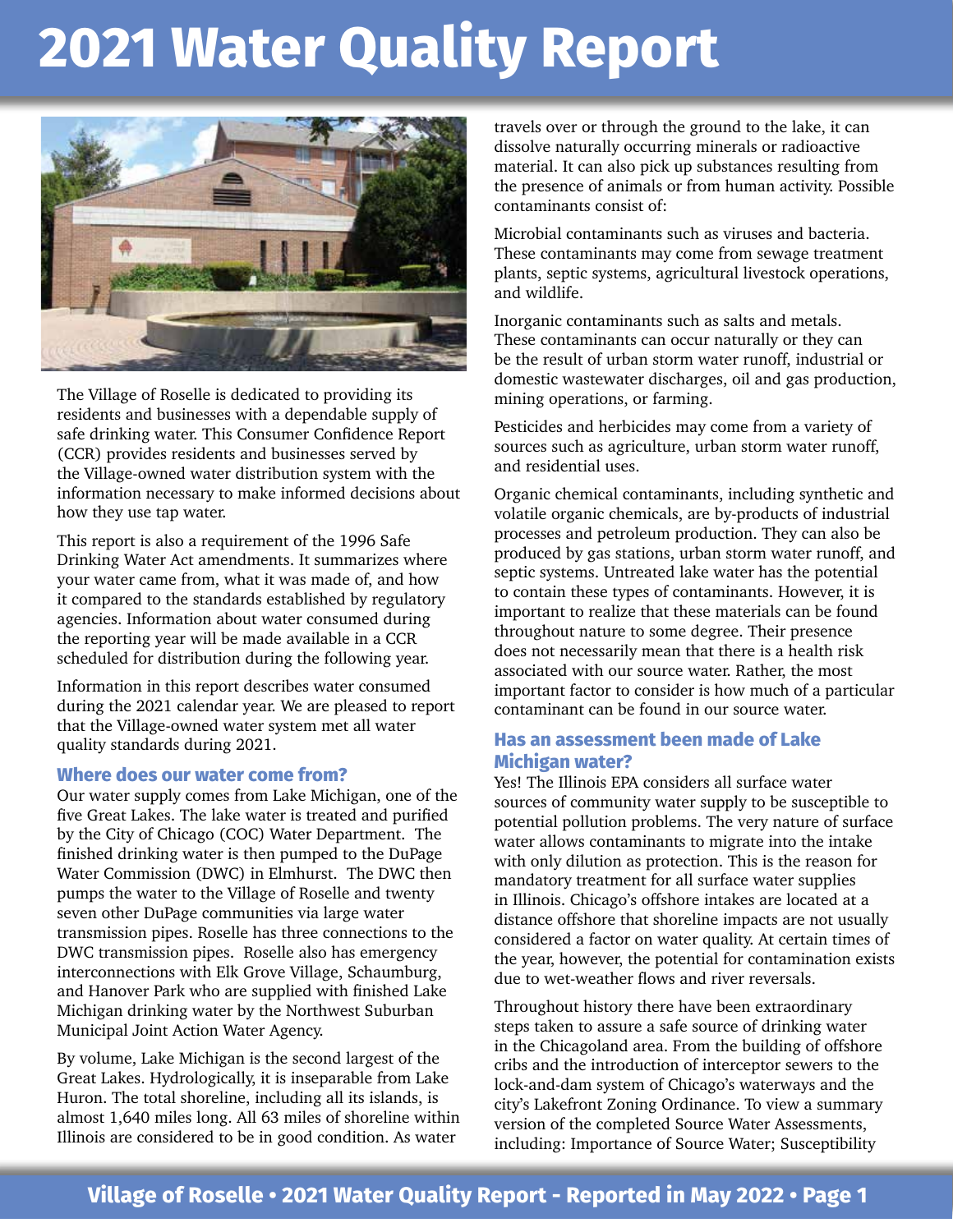# 2021 Water Quality Report

The Village of Roselle is dedicated to providing its residents and businesses with a dependable supply of safe drinking water. This Consumer Confidence Report (CCR) provides residents and businesses served by the Village-owned water distribution system with the information necessary to make informed decisions about how they use tap water.

This report is also a requirement of the 1996 Safe Drinking Water Act amendments. It summarizes where your water came from, what it was made of, and how it compared to the standards established by regulatory agencies. Information about water consumed during the reporting year will be made available in a CCR scheduled for distribution during the following year.

Information in this report describes water consumed during the 2021 calendar year. We are pleased to report that the Village-owned water system met all water quality standards during 2021.

## Where does our water come from?

Our water supply comes from Lake Michigan, one of the five Great Lakes. The lake water is treated and purified by the City of Chicago (COC) Water Department. The finished drinking water is then pumped to the DuPage Water Commission (DWC) in Elmhurst. The DWC then pumps the water to the Village of Roselle and twenty seven other DuPage communities via large water transmission pipes. Roselle has three connections to the DWC transmission pipes. Roselle also has emergency interconnections with Elk Grove Village, Schaumburg, and Hanover Park who are supplied with finished Lake Michigan drinking water by the Northwest Suburban Municipal Joint Action Water Agency.

By volume, Lake Michigan is the second largest of the Great Lakes. Hydrologically, it is inseparable from Lake Huron. The total shoreline, including all its islands, is almost 1,640 miles long. All 63 miles of shoreline within Illinois are considered to be in good condition. As water travels over or through the ground to the lake, it can dissolve naturally occurring minerals or radioactive material. It can also pick up substances resulting from the presence of animals or from human activity. Possible contaminants consist of:

Microbial contaminants such as viruses and bacteria. These contaminants may come from sewage treatment plants, septic systems, agricultural livestock operations, and wildlife.

Inorganic contaminants such as salts and metals. These contaminants can occur naturally or they can be the result of urban storm water runoff, industrial or domestic wastewater discharges, oil and gas production, mining operations, or farming.

Pesticides and herbicides may come from a variety of sources such as agriculture, urban storm water runoff, and residential uses.

Organic chemical contaminants, including synthetic and volatile organic chemicals, are by-products of industrial processes and petroleum production. They can also be produced by gas stations, urban storm water runoff, and septic systems. Untreated lake water has the potential to contain these types of contaminants. However, it is important to realize that these materials can be found throughout nature to some degree. Their presence does not necessarily mean that there is a health risk associated with our source water. Rather, the most important factor to consider is how much of a particular contaminant can be found in our source water.

## Has an assessment been made of Lake Michigan water?

Yes! The Illinois EPA considers all surface water sources of community water supply to be susceptible to potential pollution problems. The very nature of surface water allows contaminants to migrate into the intake with only dilution as protection. This is the reason for mandatory treatment for all surface water supplies in Illinois. Chicago's offshore intakes are located at a distance offshore that shoreline impacts are not usually considered a factor on water quality. At certain times of the year, however, the potential for contamination exists due to wet-weather flows and river reversals.

Throughout history there have been extraordinary steps taken to assure a safe source of drinking water in the Chicagoland area. From the building of offshore cribs and the introduction of interceptor sewers to the lock-and-dam system of Chicago's waterways and the city's Lakefront Zoning Ordinance. To view a summary version of the completed Source Water Assessments, including: Importance of Source Water; Susceptibility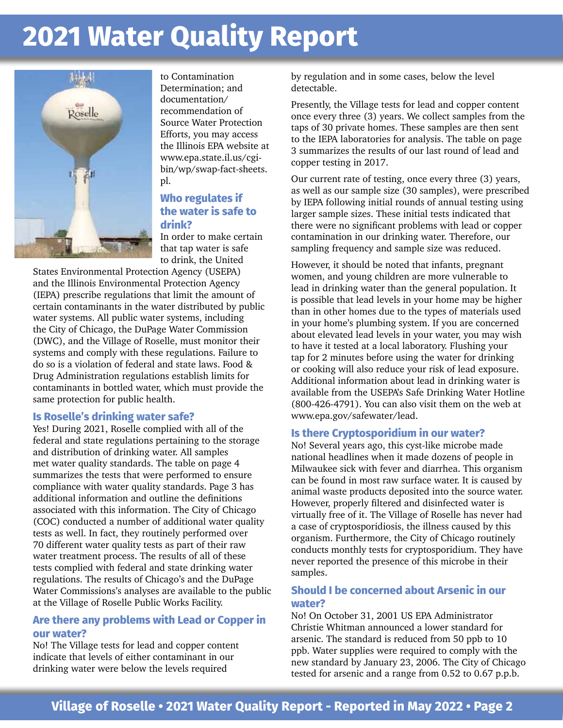# 2021 Water Quality Report

to Contamination Determination; and documentation/recommendation of Source Water Protection Efforts, you may access the Illinois EPA website at www.epa.state.il.us/cgi-bin/wp/swap-fact-sheets.pl.

### Who regulates if the water is safe to drink?

In order to make certain that tap water is safe to drink, the United States Environmental Protection Agency (USEPA) and the Illinois Environmental Protection Agency (IEPA) prescribe regulations that limit the amount of certain contaminants in the water distributed by public water systems. All public water systems, including the City of Chicago, the DuPage Water Commission (DWC), and the Village of Roselle, must monitor their systems and comply with these regulations. Failure to do so is a violation of federal and state laws. Food & Drug Administration regulations establish limits for contaminants in bottled water, which must provide the same protection for public health.

### Is Roselle's drinking water safe?

Yes! During 2021, Roselle complied with all of the federal and state regulations pertaining to the storage and distribution of drinking water. All samples met water quality standards. The table on page 4 summarizes the tests that were performed to ensure compliance with water quality standards. Page 3 has additional information and outline the definitions associated with this information. The City of Chicago (COC) conducted a number of additional water quality tests as well. In fact, they routinely performed over 70 different water quality tests as part of their raw water treatment process. The results of all of these tests complied with federal and state drinking water regulations. The results of Chicago's and the DuPage Water Commissions's analyses are available to the public at the Village of Roselle Public Works Facility.

### Are there any problems with Lead or Copper in our water?

No! The Village tests for lead and copper content indicate that levels of either contaminant in our drinking water were below the levels required by regulation and in some cases, below the level detectable.

Presently, the Village tests for lead and copper content once every three (3) years. We collect samples from the taps of 30 private homes. These samples are then sent to the IEPA laboratories for analysis. The table on page 3 summarizes the results of our last round of lead and copper testing in 2017.

Our current rate of testing, once every three (3) years, as well as our sample size (30 samples), were prescribed by IEPA following initial rounds of annual testing using larger sample sizes. These initial tests indicated that there were no significant problems with lead or copper contamination in our drinking water. Therefore, our sampling frequency and sample size was reduced.

However, it should be noted that infants, pregnant women, and young children are more vulnerable to lead in drinking water than the general population. It is possible that lead levels in your home may be higher than in other homes due to the types of materials used in your home's plumbing system. If you are concerned about elevated lead levels in your water, you may wish to have it tested at a local laboratory. Flushing your tap for 2 minutes before using the water for drinking or cooking will also reduce your risk of lead exposure. Additional information about lead in drinking water is available from the USEPA's Safe Drinking Water Hotline (800-426-4791). You can also visit them on the web at www.epa.gov/safewater/lead.

### Is there Cryptosporidium in our water?

No! Several years ago, this cyst-like microbe made national headlines when it made dozens of people in Milwaukee sick with fever and diarrhea. This organism can be found in most raw surface water. It is caused by animal waste products deposited into the source water. However, properly filtered and disinfected water is virtually free of it. The Village of Roselle has never had a case of cryptosporidiosis, the illness caused by this organism. Furthermore, the City of Chicago routinely conducts monthly tests for cryptosporidium. They have never reported the presence of this microbe in their samples.

### Should I be concerned about Arsenic in our water?

No! On October 31, 2001 US EPA Administrator Christie Whitman announced a lower standard for arsenic. The standard is reduced from 50 ppb to 10 ppb. Water supplies were required to comply with the new standard by January 23, 2006. The City of Chicago tested for arsenic and a range from 0.52 to 0.67 p.p.b.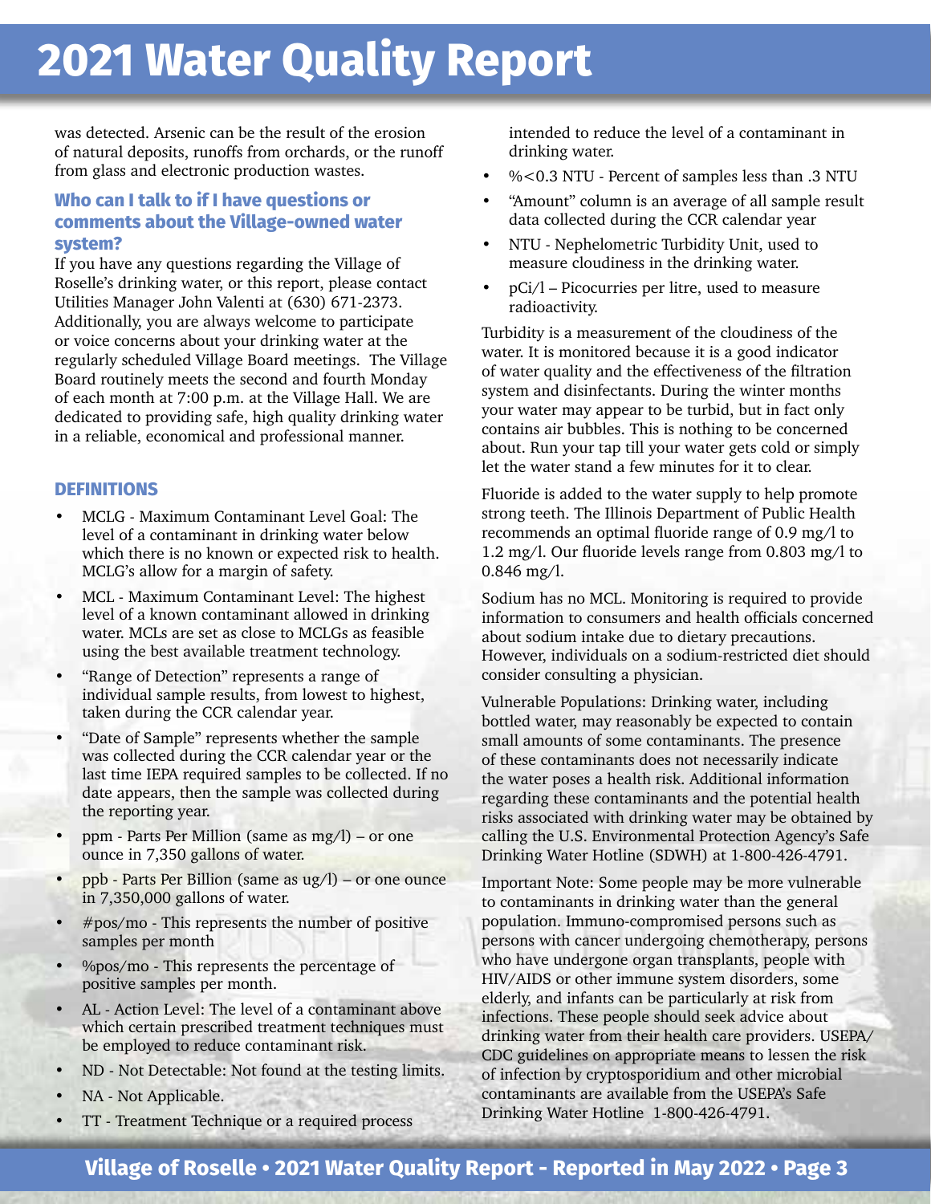was detected. Arsenic can be the result of the erosion of natural deposits, runoffs from orchards, or the runoff from glass and electronic production wastes.

### Who can I talk to if I have questions or comments about the Village-owned water system?

If you have any questions regarding the Village of Roselle's drinking water, or this report, please contact Utilities Manager John Valenti at (630) 671-2373. Additionally, you are always welcome to participate or voice concerns about your drinking water at the regularly scheduled Village Board meetings. The Village Board routinely meets the second and fourth Monday of each month at 7:00 p.m. at the Village Hall. We are dedicated to providing safe, high quality drinking water in a reliable, economical and professional manner.

### DEFINITIONS

- MCLG - Maximum Contaminant Level Goal: The level of a contaminant in drinking water below which there is no known or expected risk to health. MCLG's allow for a margin of safety.
- MCL - Maximum Contaminant Level: The highest level of a known contaminant allowed in drinking water. MCLs are set as close to MCLGs as feasible using the best available treatment technology.
- "Range of Detection" represents a range of individual sample results, from lowest to highest, taken during the CCR calendar year.
- "Date of Sample" represents whether the sample was collected during the CCR calendar year or the last time IEPA required samples to be collected. If no date appears, then the sample was collected during the reporting year.
- ppm - Parts Per Million (same as mg/l) – or one ounce in 7,350 gallons of water.
- ppb - Parts Per Billion (same as ug/l) – or one ounce in 7,350,000 gallons of water.
- #pos/mo - This represents the number of positive samples per month
- %pos/mo - This represents the percentage of positive samples per month.
- AL - Action Level: The level of a contaminant above which certain prescribed treatment techniques must be employed to reduce contaminant risk.
- ND - Not Detectable: Not found at the testing limits.
- NA - Not Applicable.
- TT - Treatment Technique or a required process intended to reduce the level of a contaminant in drinking water.
- %<0.3 NTU - Percent of samples less than .3 NTU
- "Amount" column is an average of all sample result data collected during the CCR calendar year
- NTU - Nephelometric Turbidity Unit, used to measure cloudiness in the drinking water.
- pCi/l – Picocurries per litre, used to measure radioactivity.

Turbidity is a measurement of the cloudiness of the water. It is monitored because it is a good indicator of water quality and the effectiveness of the filtration system and disinfectants. During the winter months your water may appear to be turbid, but in fact only contains air bubbles. This is nothing to be concerned about. Run your tap till your water gets cold or simply let the water stand a few minutes for it to clear.

Fluoride is added to the water supply to help promote strong teeth. The Illinois Department of Public Health recommends an optimal fluoride range of 0.9 mg/l to 1.2 mg/l. Our fluoride levels range from 0.803 mg/l to 0.846 mg/l.

Sodium has no MCL. Monitoring is required to provide information to consumers and health officials concerned about sodium intake due to dietary precautions. However, individuals on a sodium-restricted diet should consider consulting a physician.

Vulnerable Populations: Drinking water, including bottled water, may reasonably be expected to contain small amounts of some contaminants. The presence of these contaminants does not necessarily indicate the water poses a health risk. Additional information regarding these contaminants and the potential health risks associated with drinking water may be obtained by calling the U.S. Environmental Protection Agency's Safe Drinking Water Hotline (SDWH) at 1-800-426-4791.

Important Note: Some people may be more vulnerable to contaminants in drinking water than the general population. Immuno-compromised persons such as persons with cancer undergoing chemotherapy, persons who have undergone organ transplants, people with HIV/AIDS or other immune system disorders, some elderly, and infants can be particularly at risk from infections. These people should seek advice about drinking water from their health care providers. USEPA/CDC guidelines on appropriate means to lessen the risk of infection by cryptosporidium and other microbial contaminants are available from the USEPA's Safe Drinking Water Hotline 1-800-426-4791.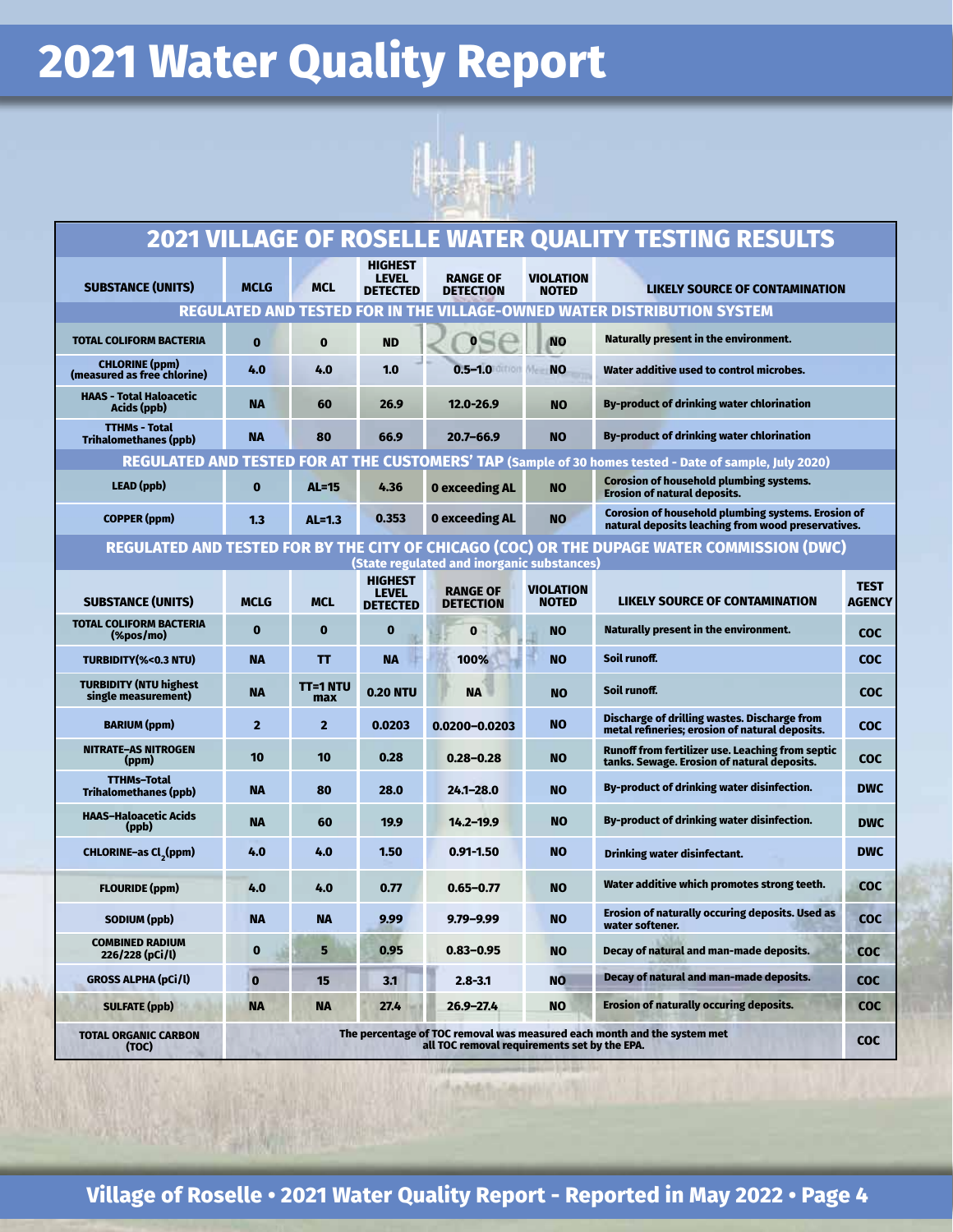# 2021 Water Quality Report

## 2021 VILLAGE OF ROSELLE WATER QUALITY TESTING RESULTS

| SUBSTANCE (UNITS) | MCLG | MCL | HIGHEST LEVEL DETECTED | RANGE OF DETECTION | VIOLATION NOTED | LIKELY SOURCE OF CONTAMINATION |
|---|---|---|---|---|---|---|
| **REGULATED AND TESTED FOR IN THE VILLAGE-OWNED WATER DISTRIBUTION SYSTEM** | | | | | | |
| TOTAL COLIFORM BACTERIA | 0 | 0 | ND | 0 | NO | Naturally present in the environment. |
| CHLORINE (ppm) (measured as free chlorine) | 4.0 | 4.0 | 1.0 | 0.5–1.0 | NO | Water additive used to control microbes. |
| HAAS - Total Haloacetic Acids (ppb) | NA | 60 | 26.9 | 12.0-26.9 | NO | By-product of drinking water chlorination |
| TTHMs - Total Trihalomethanes (ppb) | NA | 80 | 66.9 | 20.7–66.9 | NO | By-product of drinking water chlorination |
| **REGULATED AND TESTED FOR AT THE CUSTOMERS' TAP** (Sample of 30 homes tested - Date of sample, July 2020) | | | | | | |
| LEAD (ppb) | 0 | AL=15 | 4.36 | 0 exceeding AL | NO | Corosion of household plumbing systems. Erosion of natural deposits. |
| COPPER (ppm) | 1.3 | AL=1.3 | 0.353 | 0 exceeding AL | NO | Corosion of household plumbing systems. Erosion of natural deposits leaching from wood preservatives. |

**REGULATED AND TESTED FOR BY THE CITY OF CHICAGO (COC) OR THE DUPAGE WATER COMMISSION (DWC)** (State regulated and inorganic substances)

| SUBSTANCE (UNITS) | MCLG | MCL | HIGHEST LEVEL DETECTED | RANGE OF DETECTION | VIOLATION NOTED | LIKELY SOURCE OF CONTAMINATION | TEST AGENCY |
|---|---|---|---|---|---|---|---|
| TOTAL COLIFORM BACTERIA (%pos/mo) | 0 | 0 | 0 | 0 | NO | Naturally present in the environment. | COC |
| TURBIDITY(%<0.3 NTU) | NA | TT | NA | 100% | NO | Soil runoff. | COC |
| TURBIDITY (NTU highest single measurement) | NA | TT=1 NTU max | 0.20 NTU | NA | NO | Soil runoff. | COC |
| BARIUM (ppm) | 2 | 2 | 0.0203 | 0.0200–0.0203 | NO | Discharge of drilling wastes. Discharge from metal refineries; erosion of natural deposits. | COC |
| NITRATE–AS NITROGEN (ppm) | 10 | 10 | 0.28 | 0.28–0.28 | NO | Runoff from fertilizer use. Leaching from septic tanks. Sewage. Erosion of natural deposits. | COC |
| TTHMs–Total Trihalomethanes (ppb) | NA | 80 | 28.0 | 24.1–28.0 | NO | By-product of drinking water disinfection. | DWC |
| HAAS–Haloacetic Acids (ppb) | NA | 60 | 19.9 | 14.2–19.9 | NO | By-product of drinking water disinfection. | DWC |
| CHLORINE–as $Cl_2$(ppm) | 4.0 | 4.0 | 1.50 | 0.91-1.50 | NO | Drinking water disinfectant. | DWC |
| FLOURIDE (ppm) | 4.0 | 4.0 | 0.77 | 0.65–0.77 | NO | Water additive which promotes strong teeth. | COC |
| SODIUM (ppb) | NA | NA | 9.99 | 9.79–9.99 | NO | Erosion of naturally occuring deposits. Used as water softener. | COC |
| COMBINED RADIUM 226/228 (pCi/l) | 0 | 5 | 0.95 | 0.83–0.95 | NO | Decay of natural and man-made deposits. | COC |
| GROSS ALPHA (pCi/l) | 0 | 15 | 3.1 | 2.8-3.1 | NO | Decay of natural and man-made deposits. | COC |
| SULFATE (ppb) | NA | NA | 27.4 | 26.9–27.4 | NO | Erosion of naturally occuring deposits. | COC |
| TOTAL ORGANIC CARBON (TOC) | The percentage of TOC removal was measured each month and the system met all TOC removal requirements set by the EPA. | | | | | | COC |

Village of Roselle • 2021 Water Quality Report - Reported in May 2022 • Page 4